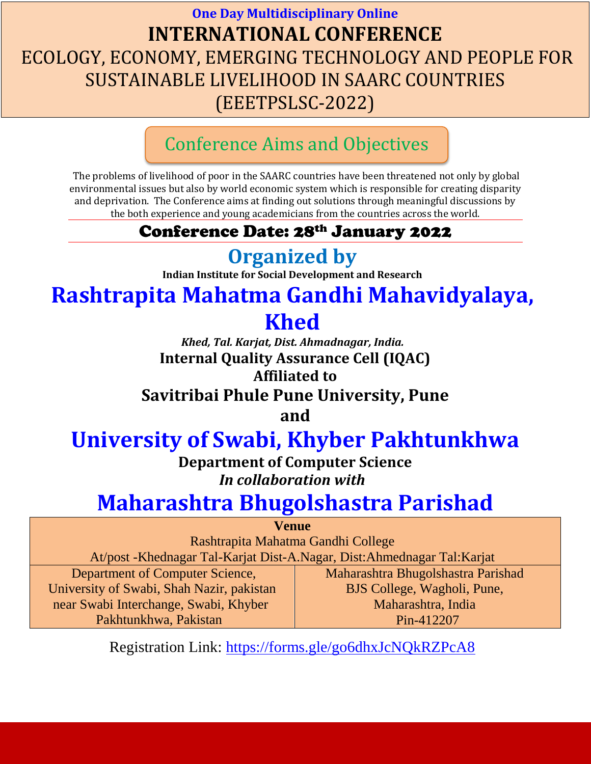**One Day Multidisciplinary Online**

# INTERNATIONAL CONFERENCE

# ECOLOGY, ECONOMY, EMERGING TECHNOLOGY AND PEOPLE FOR SUSTAINABLE LIVELIHOOD IN SAARC COUNTRIES (EEETPSLSC-2022)

## Conference Aims and Objectives

The problems of livelihood of poor in the SAARC countries have been threatened not only by global environmental issues but also by world economic system which is responsible for creating disparity and deprivation. The Conference aims at finding out solutions through meaningful discussions by the both experience and young academicians from the countries across the world.

**Conference Date: 28th January 2022**

## Organized by

**Indian Institute for Social Development and Research**

# Rashtrapita Mahatma Gandhi Mahavidyalaya, Khed

***Khed, Tal. Karjat, Dist. Ahmadnagar, India.***

**Internal Quality Assurance Cell (IQAC)**

**Affiliated to**

**Savitribai Phule Pune University, Pune**

**and**

# University of Swabi, Khyber Pakhtunkhwa

**Department of Computer Science**

***In collaboration with***

# Maharashtra Bhugolshastra Parishad

| **Venue** | |
|---|---|
| Rashtrapita Mahatma Gandhi College<br>At/post -Khednagar Tal-Karjat Dist-A.Nagar, Dist:Ahmednagar Tal:Karjat | |
| Department of Computer Science, University of Swabi, Shah Nazir, pakistan near Swabi Interchange, Swabi, Khyber Pakhtunkhwa, Pakistan | Maharashtra Bhugolshastra Parishad BJS College, Wagholi, Pune, Maharashtra, India Pin-412207 |

Registration Link: https://forms.gle/go6dhxJcNQkRZPcA8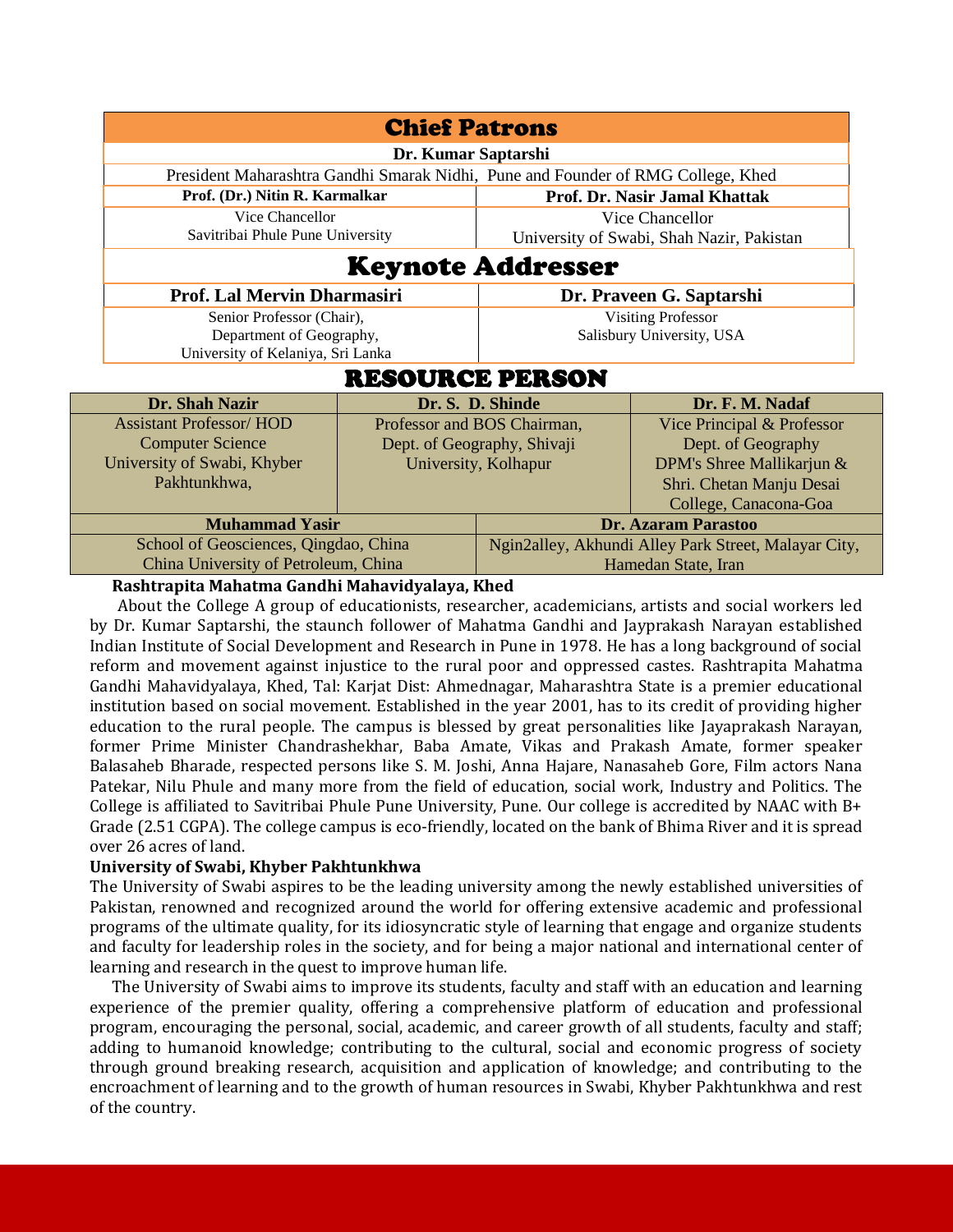## Chief Patrons

| Dr. Kumar Saptarshi | |
|---|---|
| President Maharashtra Gandhi Smarak Nidhi, Pune and Founder of RMG College, Khed | |
| **Prof. (Dr.) Nitin R. Karmalkar** | **Prof. Dr. Nasir Jamal Khattak** |
| Vice Chancellor<br>Savitribai Phule Pune University | Vice Chancellor<br>University of Swabi, Shah Nazir, Pakistan |

## Keynote Addresser

| Prof. Lal Mervin Dharmasiri | Dr. Praveen G. Saptarshi |
|---|---|
| Senior Professor (Chair),<br>Department of Geography,<br>University of Kelaniya, Sri Lanka | Visiting Professor<br>Salisbury University, USA |

## RESOURCE PERSON

| Dr. Shah Nazir | Dr. S. D. Shinde | Dr. F. M. Nadaf |
|---|---|---|
| Assistant Professor/ HOD<br>Computer Science<br>University of Swabi, Khyber Pakhtunkhwa, | Professor and BOS Chairman,<br>Dept. of Geography, Shivaji University, Kolhapur | Vice Principal & Professor<br>Dept. of Geography<br>DPM's Shree Mallikarjun & Shri. Chetan Manju Desai College, Canacona-Goa |

| Muhammad Yasir | Dr. Azaram Parastoo |
|---|---|
| School of Geosciences, Qingdao, China<br>China University of Petroleum, China | Ngin2alley, Akhundi Alley Park Street, Malayar City, Hamedan State, Iran |

**Rashtrapita Mahatma Gandhi Mahavidyalaya, Khed**

About the College A group of educationists, researcher, academicians, artists and social workers led by Dr. Kumar Saptarshi, the staunch follower of Mahatma Gandhi and Jayprakash Narayan established Indian Institute of Social Development and Research in Pune in 1978. He has a long background of social reform and movement against injustice to the rural poor and oppressed castes. Rashtrapita Mahatma Gandhi Mahavidyalaya, Khed, Tal: Karjat Dist: Ahmednagar, Maharashtra State is a premier educational institution based on social movement. Established in the year 2001, has to its credit of providing higher education to the rural people. The campus is blessed by great personalities like Jayaprakash Narayan, former Prime Minister Chandrashekhar, Baba Amate, Vikas and Prakash Amate, former speaker Balasaheb Bharade, respected persons like S. M. Joshi, Anna Hajare, Nanasaheb Gore, Film actors Nana Patekar, Nilu Phule and many more from the field of education, social work, Industry and Politics. The College is affiliated to Savitribai Phule Pune University, Pune. Our college is accredited by NAAC with B+ Grade (2.51 CGPA). The college campus is eco-friendly, located on the bank of Bhima River and it is spread over 26 acres of land.

**University of Swabi, Khyber Pakhtunkhwa**

The University of Swabi aspires to be the leading university among the newly established universities of Pakistan, renowned and recognized around the world for offering extensive academic and professional programs of the ultimate quality, for its idiosyncratic style of learning that engage and organize students and faculty for leadership roles in the society, and for being a major national and international center of learning and research in the quest to improve human life.

The University of Swabi aims to improve its students, faculty and staff with an education and learning experience of the premier quality, offering a comprehensive platform of education and professional program, encouraging the personal, social, academic, and career growth of all students, faculty and staff; adding to humanoid knowledge; contributing to the cultural, social and economic progress of society through ground breaking research, acquisition and application of knowledge; and contributing to the encroachment of learning and to the growth of human resources in Swabi, Khyber Pakhtunkhwa and rest of the country.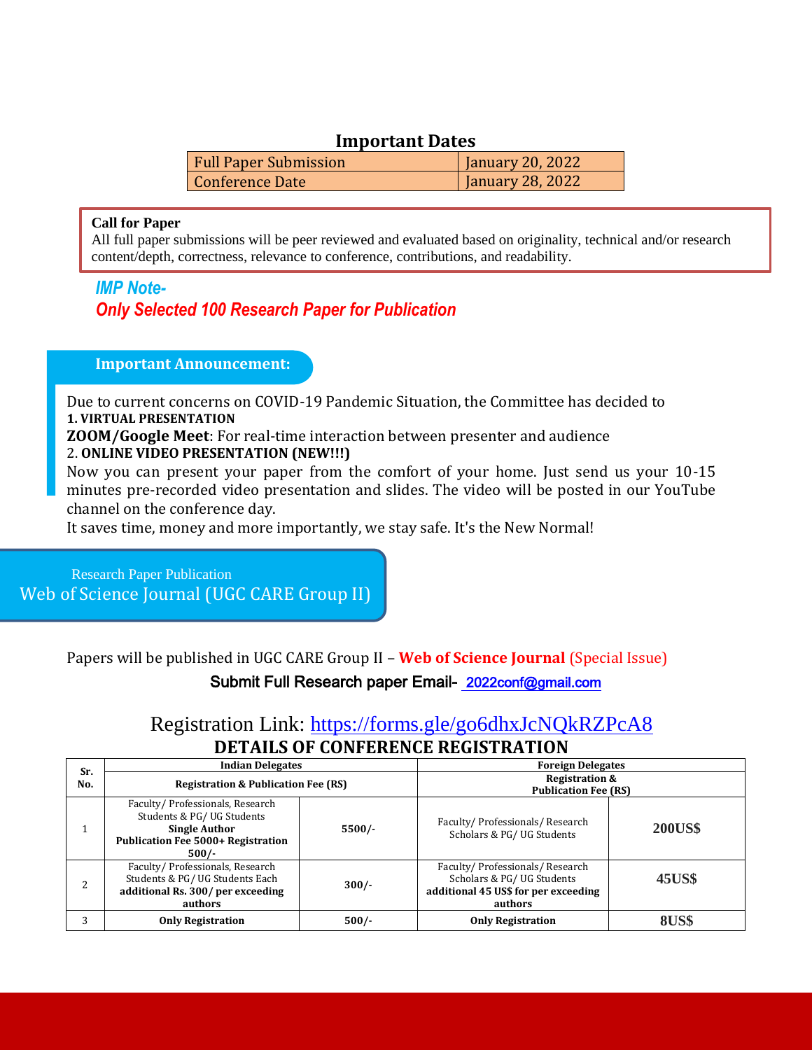## Important Dates

| | |
|---|---|
| Full Paper Submission | January 20, 2022 |
| Conference Date | January 28, 2022 |

**Call for Paper**
All full paper submissions will be peer reviewed and evaluated based on originality, technical and/or research content/depth, correctness, relevance to conference, contributions, and readability.

***IMP Note-***
***Only Selected 100 Research Paper for Publication***

### Important Announcement:

Due to current concerns on COVID-19 Pandemic Situation, the Committee has decided to
**1. VIRTUAL PRESENTATION**
**ZOOM/Google Meet**: For real-time interaction between presenter and audience
2. **ONLINE VIDEO PRESENTATION (NEW!!!)**
Now you can present your paper from the comfort of your home. Just send us your 10-15 minutes pre-recorded video presentation and slides. The video will be posted in our YouTube channel on the conference day.
It saves time, money and more importantly, we stay safe. It's the New Normal!

### Research Paper Publication
### Web of Science Journal (UGC CARE Group II)

Papers will be published in UGC CARE Group II – **Web of Science Journal** (Special Issue)

**Submit Full Research paper Email- 2022conf@gmail.com**

Registration Link: https://forms.gle/go6dhxJcNQkRZPcA8

## DETAILS OF CONFERENCE REGISTRATION

| Sr. No. | Indian Delegates | | Foreign Delegates | |
|---|---|---|---|---|
| | Registration & Publication Fee (RS) | | Registration & Publication Fee (RS) | |
| 1 | Faculty/ Professionals, Research Students & PG/ UG Students **Single Author Publication Fee 5000+ Registration 500/-** | **5500/-** | Faculty/ Professionals/ Research Scholars & PG/ UG Students | **200US$** |
| 2 | Faculty/ Professionals, Research Students & PG/ UG Students Each **additional Rs. 300/ per exceeding authors** | **300/-** | Faculty/ Professionals/ Research Scholars & PG/ UG Students **additional 45 US$ for per exceeding authors** | **45US$** |
| 3 | **Only Registration** | **500/-** | **Only Registration** | **8US$** |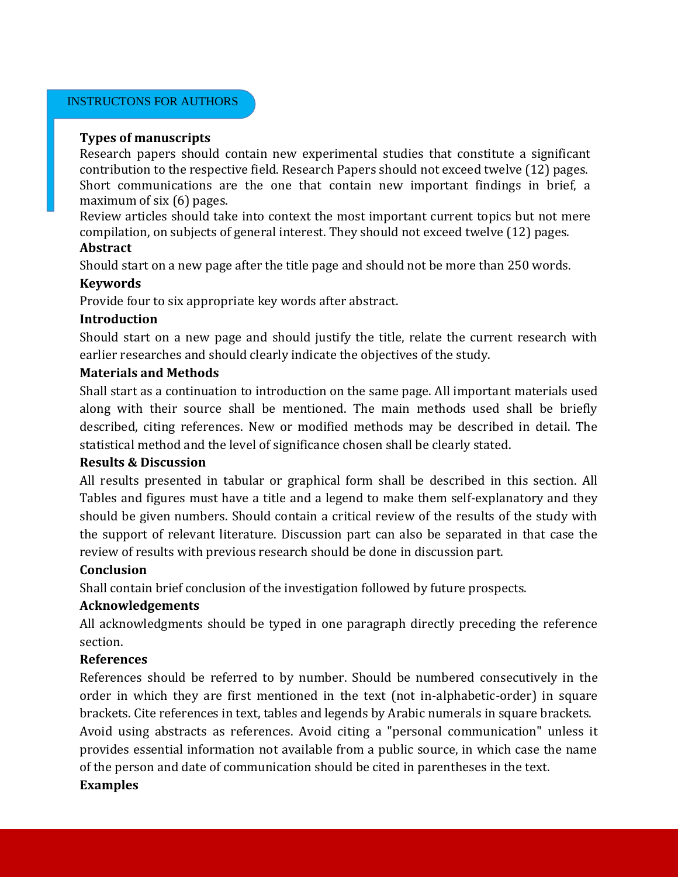# INSTRUCTONS FOR AUTHORS

**Types of manuscripts**

Research papers should contain new experimental studies that constitute a significant contribution to the respective field. Research Papers should not exceed twelve (12) pages. Short communications are the one that contain new important findings in brief, a maximum of six (6) pages.

Review articles should take into context the most important current topics but not mere compilation, on subjects of general interest. They should not exceed twelve (12) pages.

**Abstract**

Should start on a new page after the title page and should not be more than 250 words.

**Keywords**

Provide four to six appropriate key words after abstract.

**Introduction**

Should start on a new page and should justify the title, relate the current research with earlier researches and should clearly indicate the objectives of the study.

**Materials and Methods**

Shall start as a continuation to introduction on the same page. All important materials used along with their source shall be mentioned. The main methods used shall be briefly described, citing references. New or modified methods may be described in detail. The statistical method and the level of significance chosen shall be clearly stated.

**Results & Discussion**

All results presented in tabular or graphical form shall be described in this section. All Tables and figures must have a title and a legend to make them self-explanatory and they should be given numbers. Should contain a critical review of the results of the study with the support of relevant literature. Discussion part can also be separated in that case the review of results with previous research should be done in discussion part.

**Conclusion**

Shall contain brief conclusion of the investigation followed by future prospects.

**Acknowledgements**

All acknowledgments should be typed in one paragraph directly preceding the reference section.

**References**

References should be referred to by number. Should be numbered consecutively in the order in which they are first mentioned in the text (not in-alphabetic-order) in square brackets. Cite references in text, tables and legends by Arabic numerals in square brackets.

Avoid using abstracts as references. Avoid citing a "personal communication" unless it provides essential information not available from a public source, in which case the name of the person and date of communication should be cited in parentheses in the text.

**Examples**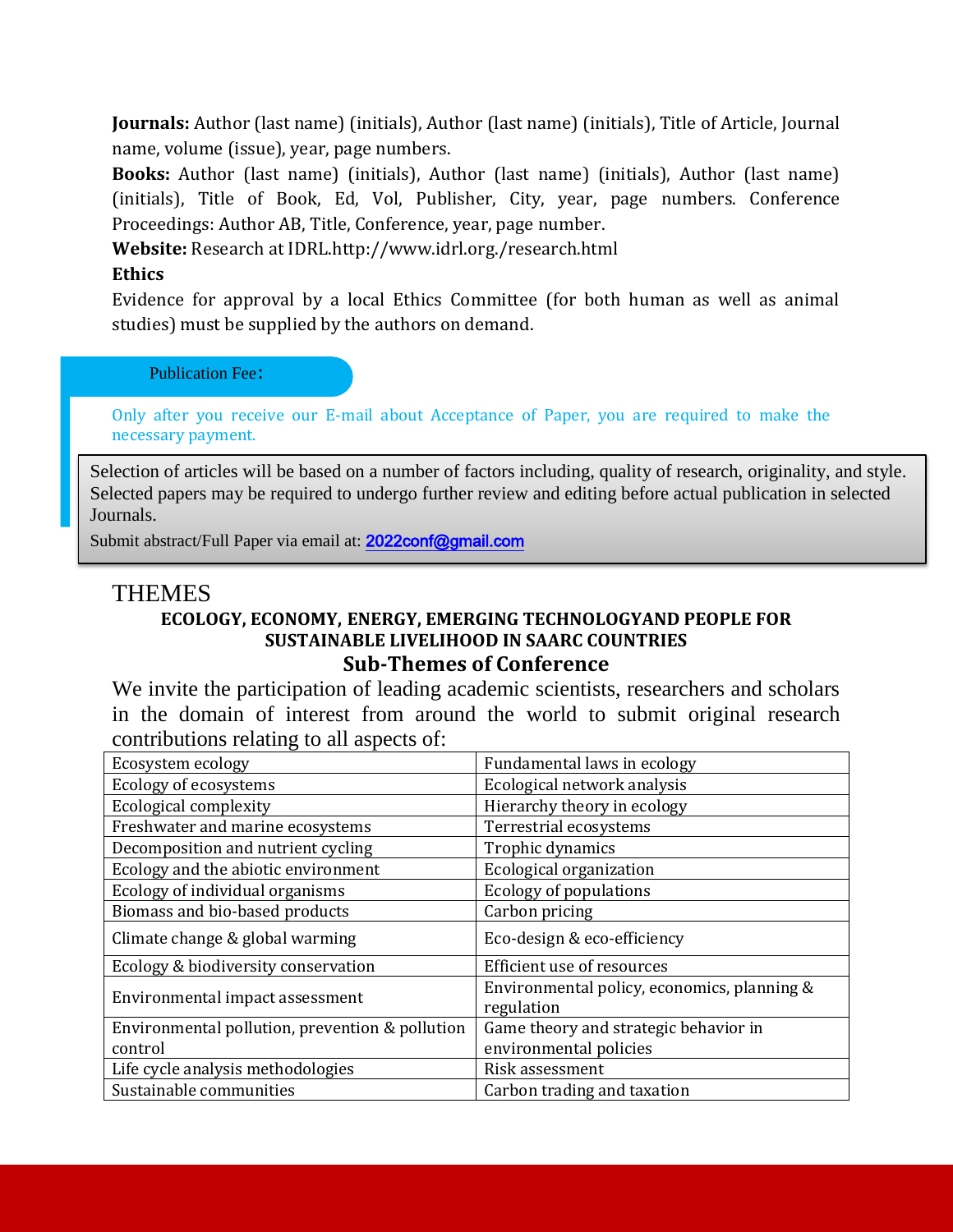**Journals:** Author (last name) (initials), Author (last name) (initials), Title of Article, Journal name, volume (issue), year, page numbers.

**Books:** Author (last name) (initials), Author (last name) (initials), Author (last name) (initials), Title of Book, Ed, Vol, Publisher, City, year, page numbers. Conference Proceedings: Author AB, Title, Conference, year, page number.

**Website:** Research at IDRL.http://www.idrl.org./research.html

**Ethics**

Evidence for approval by a local Ethics Committee (for both human as well as animal studies) must be supplied by the authors on demand.

Publication Fee：

Only after you receive our E-mail about Acceptance of Paper, you are required to make the necessary payment.

Selection of articles will be based on a number of factors including, quality of research, originality, and style. Selected papers may be required to undergo further review and editing before actual publication in selected Journals.

Submit abstract/Full Paper via email at: 2022conf@gmail.com

# THEMES

### ECOLOGY, ECONOMY, ENERGY, EMERGING TECHNOLOGYAND PEOPLE FOR SUSTAINABLE LIVELIHOOD IN SAARC COUNTRIES

## Sub-Themes of Conference

We invite the participation of leading academic scientists, researchers and scholars in the domain of interest from around the world to submit original research contributions relating to all aspects of:

| | |
|---|---|
| Ecosystem ecology | Fundamental laws in ecology |
| Ecology of ecosystems | Ecological network analysis |
| Ecological complexity | Hierarchy theory in ecology |
| Freshwater and marine ecosystems | Terrestrial ecosystems |
| Decomposition and nutrient cycling | Trophic dynamics |
| Ecology and the abiotic environment | Ecological organization |
| Ecology of individual organisms | Ecology of populations |
| Biomass and bio-based products | Carbon pricing |
| Climate change & global warming | Eco-design & eco-efficiency |
| Ecology & biodiversity conservation | Efficient use of resources |
| Environmental impact assessment | Environmental policy, economics, planning & regulation |
| Environmental pollution, prevention & pollution control | Game theory and strategic behavior in environmental policies |
| Life cycle analysis methodologies | Risk assessment |
| Sustainable communities | Carbon trading and taxation |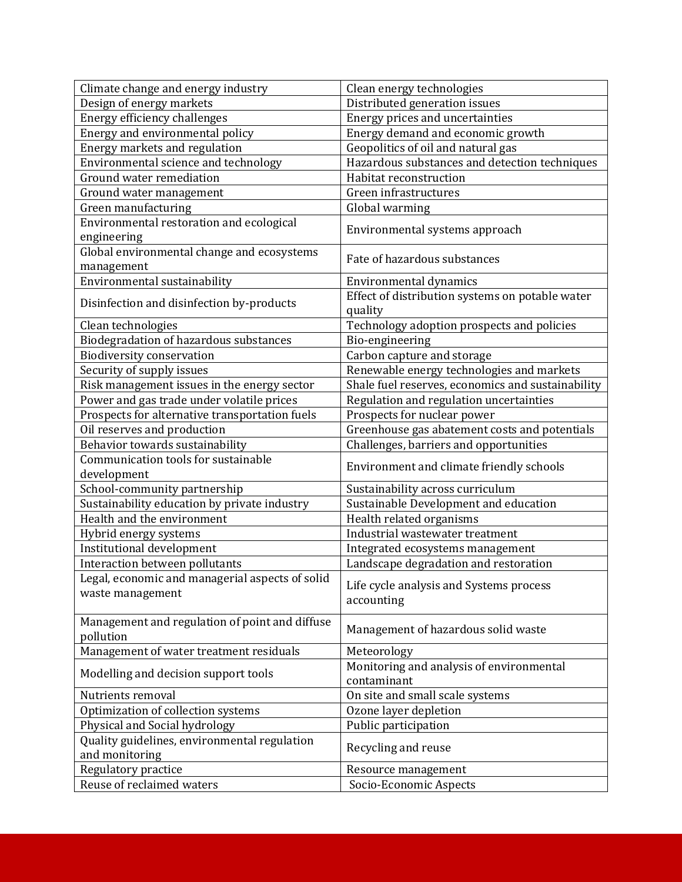| Climate change and energy industry | Clean energy technologies |
|---|---|
| Design of energy markets | Distributed generation issues |
| Energy efficiency challenges | Energy prices and uncertainties |
| Energy and environmental policy | Energy demand and economic growth |
| Energy markets and regulation | Geopolitics of oil and natural gas |
| Environmental science and technology | Hazardous substances and detection techniques |
| Ground water remediation | Habitat reconstruction |
| Ground water management | Green infrastructures |
| Green manufacturing | Global warming |
| Environmental restoration and ecological engineering | Environmental systems approach |
| Global environmental change and ecosystems management | Fate of hazardous substances |
| Environmental sustainability | Environmental dynamics |
| Disinfection and disinfection by-products | Effect of distribution systems on potable water quality |
| Clean technologies | Technology adoption prospects and policies |
| Biodegradation of hazardous substances | Bio-engineering |
| Biodiversity conservation | Carbon capture and storage |
| Security of supply issues | Renewable energy technologies and markets |
| Risk management issues in the energy sector | Shale fuel reserves, economics and sustainability |
| Power and gas trade under volatile prices | Regulation and regulation uncertainties |
| Prospects for alternative transportation fuels | Prospects for nuclear power |
| Oil reserves and production | Greenhouse gas abatement costs and potentials |
| Behavior towards sustainability | Challenges, barriers and opportunities |
| Communication tools for sustainable development | Environment and climate friendly schools |
| School-community partnership | Sustainability across curriculum |
| Sustainability education by private industry | Sustainable Development and education |
| Health and the environment | Health related organisms |
| Hybrid energy systems | Industrial wastewater treatment |
| Institutional development | Integrated ecosystems management |
| Interaction between pollutants | Landscape degradation and restoration |
| Legal, economic and managerial aspects of solid waste management | Life cycle analysis and Systems process accounting |
| Management and regulation of point and diffuse pollution | Management of hazardous solid waste |
| Management of water treatment residuals | Meteorology |
| Modelling and decision support tools | Monitoring and analysis of environmental contaminant |
| Nutrients removal | On site and small scale systems |
| Optimization of collection systems | Ozone layer depletion |
| Physical and Social hydrology | Public participation |
| Quality guidelines, environmental regulation and monitoring | Recycling and reuse |
| Regulatory practice | Resource management |
| Reuse of reclaimed waters | Socio-Economic Aspects |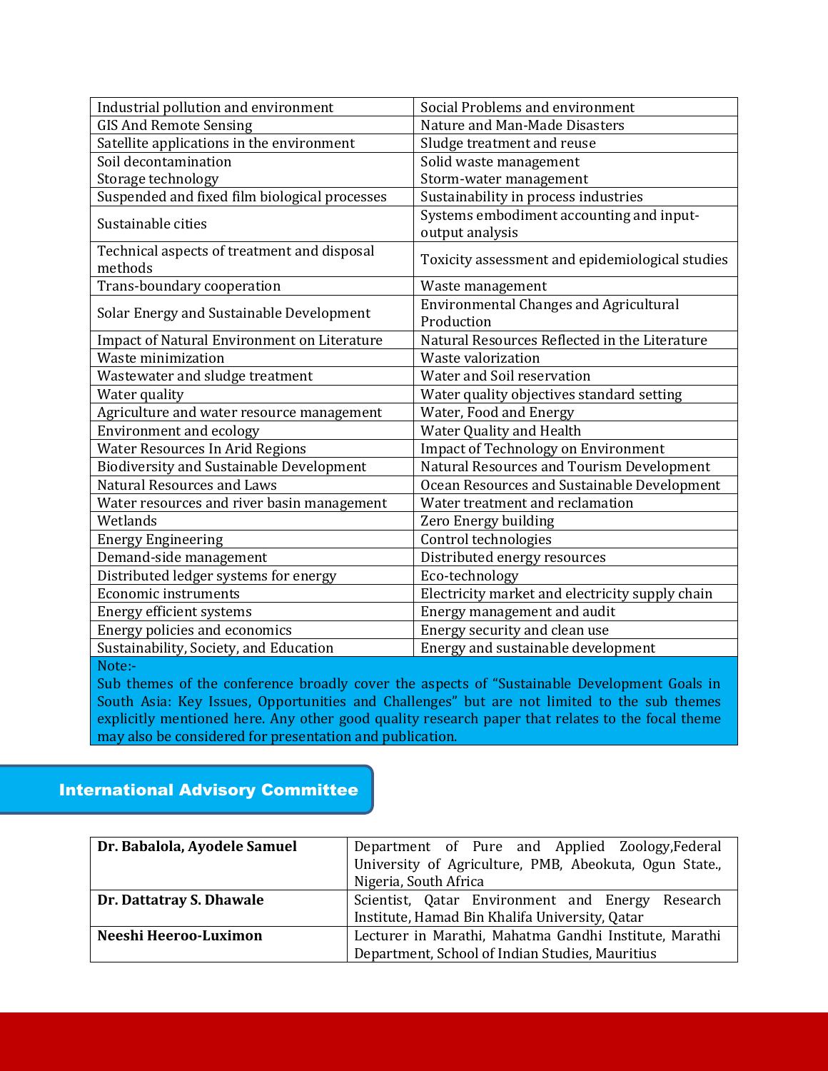| Industrial pollution and environment | Social Problems and environment |
|---|---|
| GIS And Remote Sensing | Nature and Man-Made Disasters |
| Satellite applications in the environment | Sludge treatment and reuse |
| Soil decontamination<br>Storage technology | Solid waste management<br>Storm-water management |
| Suspended and fixed film biological processes | Sustainability in process industries |
| Sustainable cities | Systems embodiment accounting and input-output analysis |
| Technical aspects of treatment and disposal methods | Toxicity assessment and epidemiological studies |
| Trans-boundary cooperation | Waste management |
| Solar Energy and Sustainable Development | Environmental Changes and Agricultural Production |
| Impact of Natural Environment on Literature | Natural Resources Reflected in the Literature |
| Waste minimization | Waste valorization |
| Wastewater and sludge treatment | Water and Soil reservation |
| Water quality | Water quality objectives standard setting |
| Agriculture and water resource management | Water, Food and Energy |
| Environment and ecology | Water Quality and Health |
| Water Resources In Arid Regions | Impact of Technology on Environment |
| Biodiversity and Sustainable Development | Natural Resources and Tourism Development |
| Natural Resources and Laws | Ocean Resources and Sustainable Development |
| Water resources and river basin management | Water treatment and reclamation |
| Wetlands | Zero Energy building |
| Energy Engineering | Control technologies |
| Demand-side management | Distributed energy resources |
| Distributed ledger systems for energy | Eco-technology |
| Economic instruments | Electricity market and electricity supply chain |
| Energy efficient systems | Energy management and audit |
| Energy policies and economics | Energy security and clean use |
| Sustainability, Society, and Education | Energy and sustainable development |

Note:-
Sub themes of the conference broadly cover the aspects of "Sustainable Development Goals in South Asia: Key Issues, Opportunities and Challenges" but are not limited to the sub themes explicitly mentioned here. Any other good quality research paper that relates to the focal theme may also be considered for presentation and publication.

## International Advisory Committee

| **Dr. Babalola, Ayodele Samuel** | Department of Pure and Applied Zoology,Federal University of Agriculture, PMB, Abeokuta, Ogun State., Nigeria, South Africa |
|---|---|
| **Dr. Dattatray S. Dhawale** | Scientist, Qatar Environment and Energy Research Institute, Hamad Bin Khalifa University, Qatar |
| **Neeshi Heeroo-Luximon** | Lecturer in Marathi, Mahatma Gandhi Institute, Marathi Department, School of Indian Studies, Mauritius |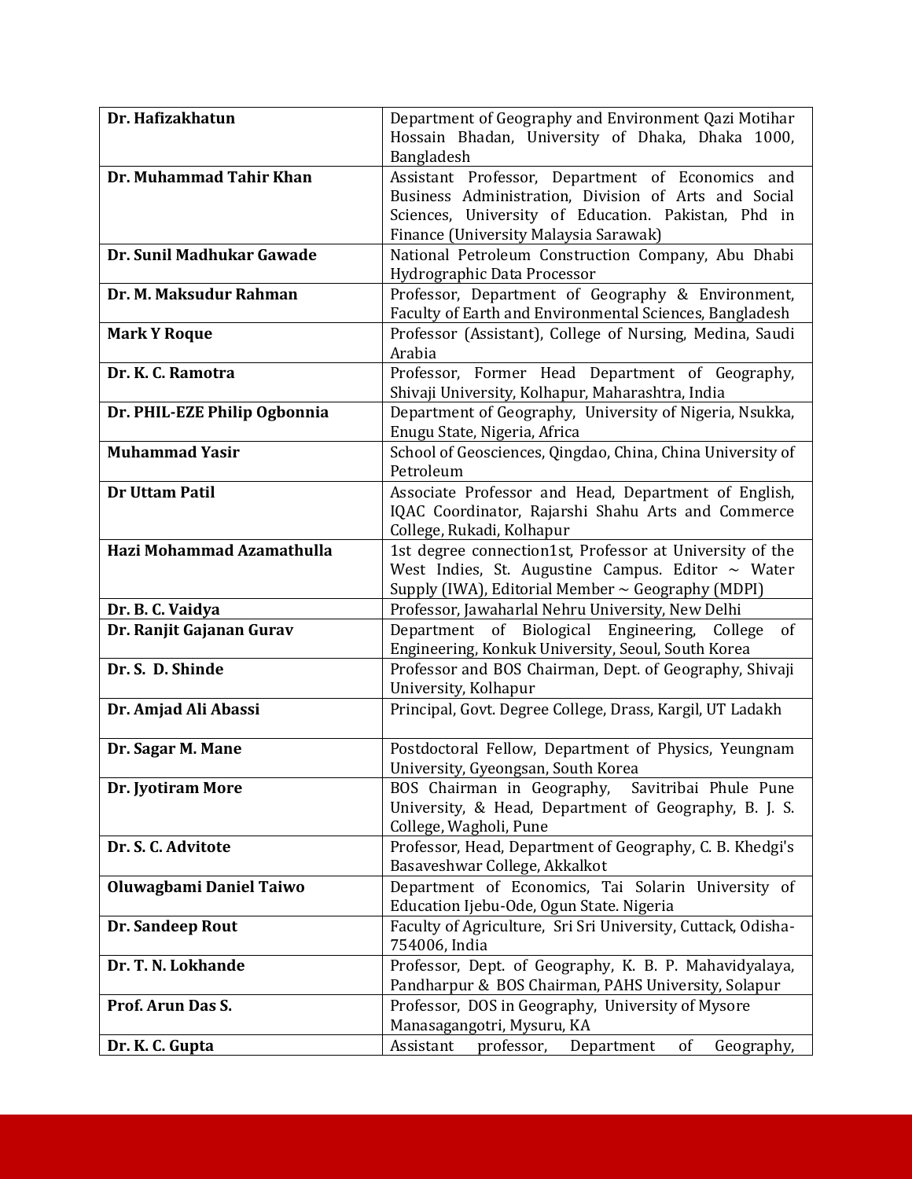| **Dr. Hafizakhatun** | Department of Geography and Environment Qazi Motihar Hossain Bhadan, University of Dhaka, Dhaka 1000, Bangladesh |
|---|---|
| **Dr. Muhammad Tahir Khan** | Assistant Professor, Department of Economics and Business Administration, Division of Arts and Social Sciences, University of Education. Pakistan, Phd in Finance (University Malaysia Sarawak) |
| **Dr. Sunil Madhukar Gawade** | National Petroleum Construction Company, Abu Dhabi Hydrographic Data Processor |
| **Dr. M. Maksudur Rahman** | Professor, Department of Geography & Environment, Faculty of Earth and Environmental Sciences, Bangladesh |
| **Mark Y Roque** | Professor (Assistant), College of Nursing, Medina, Saudi Arabia |
| **Dr. K. C. Ramotra** | Professor, Former Head Department of Geography, Shivaji University, Kolhapur, Maharashtra, India |
| **Dr. PHIL-EZE Philip Ogbonnia** | Department of Geography, University of Nigeria, Nsukka, Enugu State, Nigeria, Africa |
| **Muhammad Yasir** | School of Geosciences, Qingdao, China, China University of Petroleum |
| **Dr Uttam Patil** | Associate Professor and Head, Department of English, IQAC Coordinator, Rajarshi Shahu Arts and Commerce College, Rukadi, Kolhapur |
| **Hazi Mohammad Azamathulla** | 1st degree connection1st, Professor at University of the West Indies, St. Augustine Campus. Editor ~ Water Supply (IWA), Editorial Member ~ Geography (MDPI) |
| **Dr. B. C. Vaidya** | Professor, Jawaharlal Nehru University, New Delhi |
| **Dr. Ranjit Gajanan Gurav** | Department of Biological Engineering, College of Engineering, Konkuk University, Seoul, South Korea |
| **Dr. S. D. Shinde** | Professor and BOS Chairman, Dept. of Geography, Shivaji University, Kolhapur |
| **Dr. Amjad Ali Abassi** | Principal, Govt. Degree College, Drass, Kargil, UT Ladakh |
| **Dr. Sagar M. Mane** | Postdoctoral Fellow, Department of Physics, Yeungnam University, Gyeongsan, South Korea |
| **Dr. Jyotiram More** | BOS Chairman in Geography, Savitribai Phule Pune University, & Head, Department of Geography, B. J. S. College, Wagholi, Pune |
| **Dr. S. C. Advitote** | Professor, Head, Department of Geography, C. B. Khedgi's Basaveshwar College, Akkalkot |
| **Oluwagbami Daniel Taiwo** | Department of Economics, Tai Solarin University of Education Ijebu-Ode, Ogun State. Nigeria |
| **Dr. Sandeep Rout** | Faculty of Agriculture, Sri Sri University, Cuttack, Odisha-754006, India |
| **Dr. T. N. Lokhande** | Professor, Dept. of Geography, K. B. P. Mahavidyalaya, Pandharpur & BOS Chairman, PAHS University, Solapur |
| **Prof. Arun Das S.** | Professor, DOS in Geography, University of Mysore Manasagangotri, Mysuru, KA |
| **Dr. K. C. Gupta** | Assistant professor, Department of Geography, |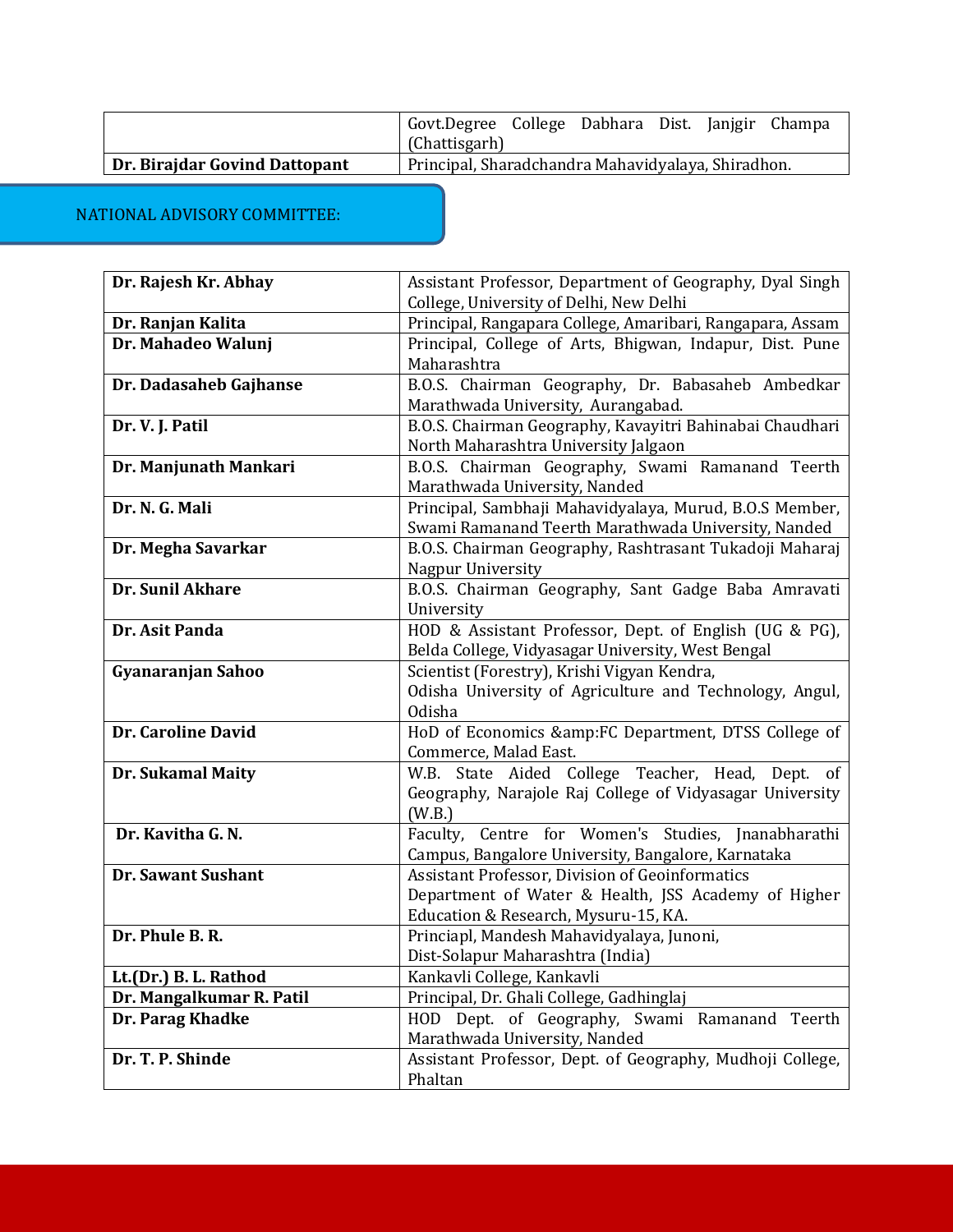| | |
|---|---|
| | Govt.Degree College Dabhara Dist. Janjgir Champa (Chattisgarh) |
| **Dr. Birajdar Govind Dattopant** | Principal, Sharadchandra Mahavidyalaya, Shiradhon. |

## NATIONAL ADVISORY COMMITTEE:

| | |
|---|---|
| **Dr. Rajesh Kr. Abhay** | Assistant Professor, Department of Geography, Dyal Singh College, University of Delhi, New Delhi |
| **Dr. Ranjan Kalita** | Principal, Rangapara College, Amaribari, Rangapara, Assam |
| **Dr. Mahadeo Walunj** | Principal, College of Arts, Bhigwan, Indapur, Dist. Pune Maharashtra |
| **Dr. Dadasaheb Gajhanse** | B.O.S. Chairman Geography, Dr. Babasaheb Ambedkar Marathwada University, Aurangabad. |
| **Dr. V. J. Patil** | B.O.S. Chairman Geography, Kavayitri Bahinabai Chaudhari North Maharashtra University Jalgaon |
| **Dr. Manjunath Mankari** | B.O.S. Chairman Geography, Swami Ramanand Teerth Marathwada University, Nanded |
| **Dr. N. G. Mali** | Principal, Sambhaji Mahavidyalaya, Murud, B.O.S Member, Swami Ramanand Teerth Marathwada University, Nanded |
| **Dr. Megha Savarkar** | B.O.S. Chairman Geography, Rashtrasant Tukadoji Maharaj Nagpur University |
| **Dr. Sunil Akhare** | B.O.S. Chairman Geography, Sant Gadge Baba Amravati University |
| **Dr. Asit Panda** | HOD & Assistant Professor, Dept. of English (UG & PG), Belda College, Vidyasagar University, West Bengal |
| **Gyanaranjan Sahoo** | Scientist (Forestry), Krishi Vigyan Kendra, Odisha University of Agriculture and Technology, Angul, Odisha |
| **Dr. Caroline David** | HoD of Economics &amp:FC Department, DTSS College of Commerce, Malad East. |
| **Dr. Sukamal Maity** | W.B. State Aided College Teacher, Head, Dept. of Geography, Narajole Raj College of Vidyasagar University (W.B.) |
| **Dr. Kavitha G. N.** | Faculty, Centre for Women's Studies, Jnanabharathi Campus, Bangalore University, Bangalore, Karnataka |
| **Dr. Sawant Sushant** | Assistant Professor, Division of Geoinformatics Department of Water & Health, JSS Academy of Higher Education & Research, Mysuru-15, KA. |
| **Dr. Phule B. R.** | Princiapl, Mandesh Mahavidyalaya, Junoni, Dist-Solapur Maharashtra (India) |
| **Lt.(Dr.) B. L. Rathod** | Kankavli College, Kankavli |
| **Dr. Mangalkumar R. Patil** | Principal, Dr. Ghali College, Gadhinglaj |
| **Dr. Parag Khadke** | HOD Dept. of Geography, Swami Ramanand Teerth Marathwada University, Nanded |
| **Dr. T. P. Shinde** | Assistant Professor, Dept. of Geography, Mudhoji College, Phaltan |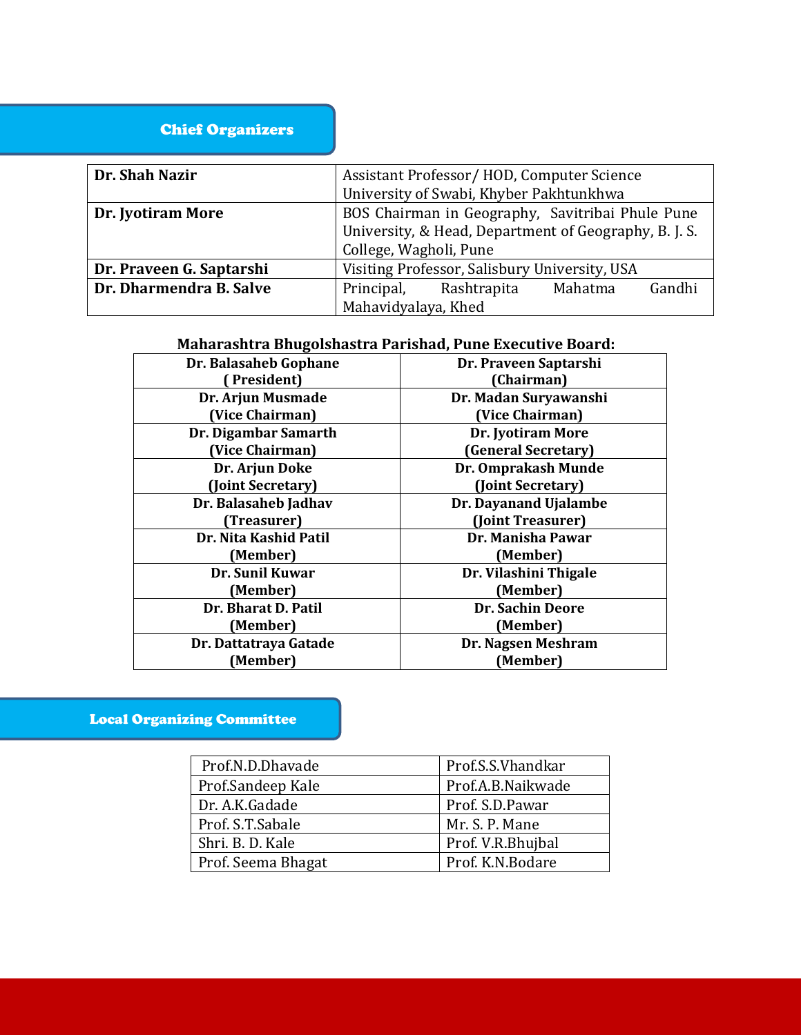## Chief Organizers

| | |
|---|---|
| **Dr. Shah Nazir** | Assistant Professor/ HOD, Computer Science University of Swabi, Khyber Pakhtunkhwa |
| **Dr. Jyotiram More** | BOS Chairman in Geography, Savitribai Phule Pune University, & Head, Department of Geography, B. J. S. College, Wagholi, Pune |
| **Dr. Praveen G. Saptarshi** | Visiting Professor, Salisbury University, USA |
| **Dr. Dharmendra B. Salve** | Principal, Rashtrapita Mahatma Gandhi Mahavidyalaya, Khed |

**Maharashtra Bhugolshastra Parishad, Pune Executive Board:**

| | |
|---|---|
| **Dr. Balasaheb Gophane ( President)** | **Dr. Praveen Saptarshi (Chairman)** |
| **Dr. Arjun Musmade (Vice Chairman)** | **Dr. Madan Suryawanshi (Vice Chairman)** |
| **Dr. Digambar Samarth (Vice Chairman)** | **Dr. Jyotiram More (General Secretary)** |
| **Dr. Arjun Doke (Joint Secretary)** | **Dr. Omprakash Munde (Joint Secretary)** |
| **Dr. Balasaheb Jadhav (Treasurer)** | **Dr. Dayanand Ujalambe (Joint Treasurer)** |
| **Dr. Nita Kashid Patil (Member)** | **Dr. Manisha Pawar (Member)** |
| **Dr. Sunil Kuwar (Member)** | **Dr. Vilashini Thigale (Member)** |
| **Dr. Bharat D. Patil (Member)** | **Dr. Sachin Deore (Member)** |
| **Dr. Dattatraya Gatade (Member)** | **Dr. Nagsen Meshram (Member)** |

## Local Organizing Committee

| | |
|---|---|
| Prof.N.D.Dhavade | Prof.S.S.Vhandkar |
| Prof.Sandeep Kale | Prof.A.B.Naikwade |
| Dr. A.K.Gadade | Prof. S.D.Pawar |
| Prof. S.T.Sabale | Mr. S. P. Mane |
| Shri. B. D. Kale | Prof. V.R.Bhujbal |
| Prof. Seema Bhagat | Prof. K.N.Bodare |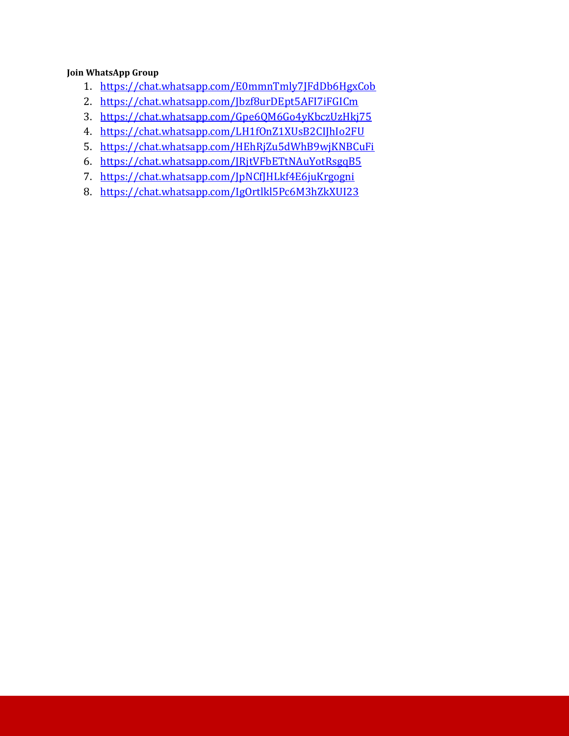**Join WhatsApp Group**

1. https://chat.whatsapp.com/E0mmnTmly7JFdDb6HgxCob
2. https://chat.whatsapp.com/Jbzf8urDEpt5AFI7iFGICm
3. https://chat.whatsapp.com/Gpe6QM6Go4yKbczUzHkj75
4. https://chat.whatsapp.com/LH1fOnZ1XUsB2CIJhIo2FU
5. https://chat.whatsapp.com/HEhRjZu5dWhB9wjKNBCuFi
6. https://chat.whatsapp.com/JRjtVFbETtNAuYotRsgqB5
7. https://chat.whatsapp.com/JpNCfJHLkf4E6juKrgogni
8. https://chat.whatsapp.com/IgOrtlkl5Pc6M3hZkXUI23